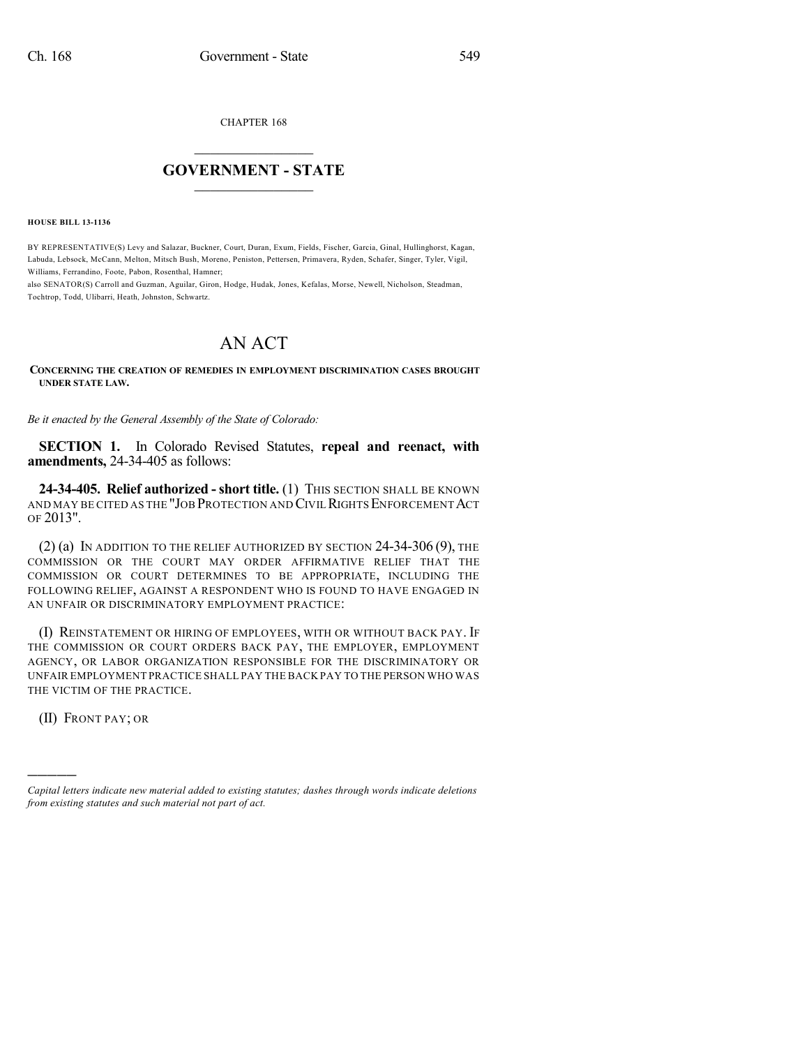CHAPTER 168

# GOVERNMENT - STATE

**HOUSE BILL 13-1136**

BY REPRESENTATIVE(S) Levy and Salazar, Buckner, Court, Duran, Exum, Fields, Fischer, Garcia, Ginal, Hullinghorst, Kagan, Labuda, Lebsock, McCann, Melton, Mitsch Bush, Moreno, Peniston, Pettersen, Primavera, Ryden, Schafer, Singer, Tyler, Vigil, Williams, Ferrandino, Foote, Pabon, Rosenthal, Hamner;
also SENATOR(S) Carroll and Guzman, Aguilar, Giron, Hodge, Hudak, Jones, Kefalas, Morse, Newell, Nicholson, Steadman, Tochtrop, Todd, Ulibarri, Heath, Johnston, Schwartz.

# AN ACT

**CONCERNING THE CREATION OF REMEDIES IN EMPLOYMENT DISCRIMINATION CASES BROUGHT UNDER STATE LAW.**

*Be it enacted by the General Assembly of the State of Colorado:*

**SECTION 1.** In Colorado Revised Statutes, **repeal and reenact, with amendments,** 24-34-405 as follows:

**24-34-405. Relief authorized - short title.** (1) THIS SECTION SHALL BE KNOWN AND MAY BE CITED AS THE "JOB PROTECTION AND CIVIL RIGHTS ENFORCEMENT ACT OF 2013".

(2) (a) IN ADDITION TO THE RELIEF AUTHORIZED BY SECTION 24-34-306 (9), THE COMMISSION OR THE COURT MAY ORDER AFFIRMATIVE RELIEF THAT THE COMMISSION OR COURT DETERMINES TO BE APPROPRIATE, INCLUDING THE FOLLOWING RELIEF, AGAINST A RESPONDENT WHO IS FOUND TO HAVE ENGAGED IN AN UNFAIR OR DISCRIMINATORY EMPLOYMENT PRACTICE:

(I) REINSTATEMENT OR HIRING OF EMPLOYEES, WITH OR WITHOUT BACK PAY. IF THE COMMISSION OR COURT ORDERS BACK PAY, THE EMPLOYER, EMPLOYMENT AGENCY, OR LABOR ORGANIZATION RESPONSIBLE FOR THE DISCRIMINATORY OR UNFAIR EMPLOYMENT PRACTICE SHALL PAY THE BACK PAY TO THE PERSON WHO WAS THE VICTIM OF THE PRACTICE.

(II) FRONT PAY; OR

---

*Capital letters indicate new material added to existing statutes; dashes through words indicate deletions from existing statutes and such material not part of act.*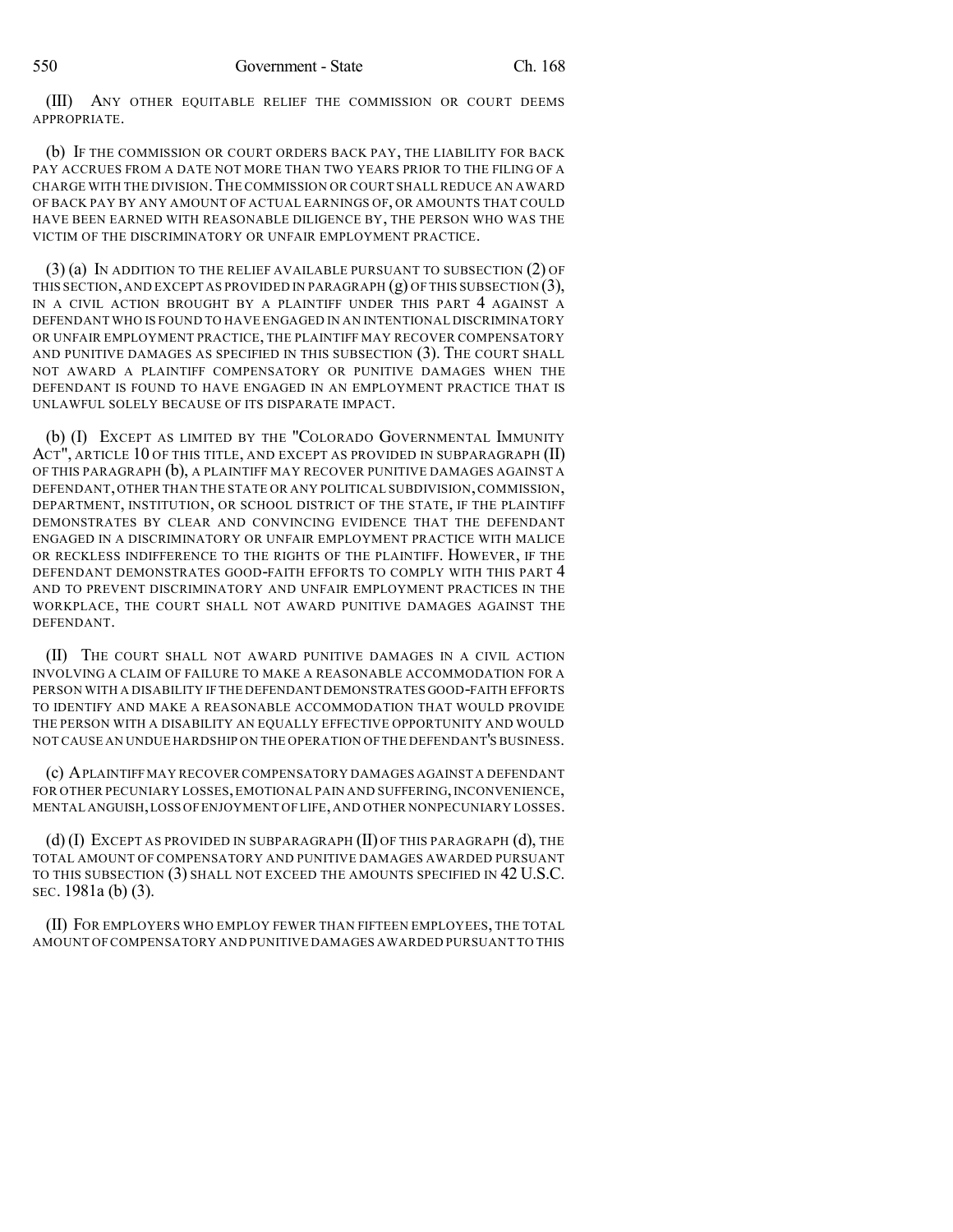(III) ANY OTHER EQUITABLE RELIEF THE COMMISSION OR COURT DEEMS APPROPRIATE.

(b) IF THE COMMISSION OR COURT ORDERS BACK PAY, THE LIABILITY FOR BACK PAY ACCRUES FROM A DATE NOT MORE THAN TWO YEARS PRIOR TO THE FILING OF A CHARGE WITH THE DIVISION. THE COMMISSION OR COURT SHALL REDUCE AN AWARD OF BACK PAY BY ANY AMOUNT OF ACTUAL EARNINGS OF, OR AMOUNTS THAT COULD HAVE BEEN EARNED WITH REASONABLE DILIGENCE BY, THE PERSON WHO WAS THE VICTIM OF THE DISCRIMINATORY OR UNFAIR EMPLOYMENT PRACTICE.

(3) (a) IN ADDITION TO THE RELIEF AVAILABLE PURSUANT TO SUBSECTION (2) OF THIS SECTION, AND EXCEPT AS PROVIDED IN PARAGRAPH (g) OF THIS SUBSECTION (3), IN A CIVIL ACTION BROUGHT BY A PLAINTIFF UNDER THIS PART 4 AGAINST A DEFENDANT WHO IS FOUND TO HAVE ENGAGED IN AN INTENTIONAL DISCRIMINATORY OR UNFAIR EMPLOYMENT PRACTICE, THE PLAINTIFF MAY RECOVER COMPENSATORY AND PUNITIVE DAMAGES AS SPECIFIED IN THIS SUBSECTION (3). THE COURT SHALL NOT AWARD A PLAINTIFF COMPENSATORY OR PUNITIVE DAMAGES WHEN THE DEFENDANT IS FOUND TO HAVE ENGAGED IN AN EMPLOYMENT PRACTICE THAT IS UNLAWFUL SOLELY BECAUSE OF ITS DISPARATE IMPACT.

(b) (I) EXCEPT AS LIMITED BY THE "COLORADO GOVERNMENTAL IMMUNITY ACT", ARTICLE 10 OF THIS TITLE, AND EXCEPT AS PROVIDED IN SUBPARAGRAPH (II) OF THIS PARAGRAPH (b), A PLAINTIFF MAY RECOVER PUNITIVE DAMAGES AGAINST A DEFENDANT, OTHER THAN THE STATE OR ANY POLITICAL SUBDIVISION, COMMISSION, DEPARTMENT, INSTITUTION, OR SCHOOL DISTRICT OF THE STATE, IF THE PLAINTIFF DEMONSTRATES BY CLEAR AND CONVINCING EVIDENCE THAT THE DEFENDANT ENGAGED IN A DISCRIMINATORY OR UNFAIR EMPLOYMENT PRACTICE WITH MALICE OR RECKLESS INDIFFERENCE TO THE RIGHTS OF THE PLAINTIFF. HOWEVER, IF THE DEFENDANT DEMONSTRATES GOOD-FAITH EFFORTS TO COMPLY WITH THIS PART 4 AND TO PREVENT DISCRIMINATORY AND UNFAIR EMPLOYMENT PRACTICES IN THE WORKPLACE, THE COURT SHALL NOT AWARD PUNITIVE DAMAGES AGAINST THE DEFENDANT.

(II) THE COURT SHALL NOT AWARD PUNITIVE DAMAGES IN A CIVIL ACTION INVOLVING A CLAIM OF FAILURE TO MAKE A REASONABLE ACCOMMODATION FOR A PERSON WITH A DISABILITY IF THE DEFENDANT DEMONSTRATES GOOD-FAITH EFFORTS TO IDENTIFY AND MAKE A REASONABLE ACCOMMODATION THAT WOULD PROVIDE THE PERSON WITH A DISABILITY AN EQUALLY EFFECTIVE OPPORTUNITY AND WOULD NOT CAUSE AN UNDUE HARDSHIP ON THE OPERATION OF THE DEFENDANT'S BUSINESS.

(c) A PLAINTIFF MAY RECOVER COMPENSATORY DAMAGES AGAINST A DEFENDANT FOR OTHER PECUNIARY LOSSES, EMOTIONAL PAIN AND SUFFERING, INCONVENIENCE, MENTAL ANGUISH, LOSS OF ENJOYMENT OF LIFE, AND OTHER NONPECUNIARY LOSSES.

(d) (I) EXCEPT AS PROVIDED IN SUBPARAGRAPH (II) OF THIS PARAGRAPH (d), THE TOTAL AMOUNT OF COMPENSATORY AND PUNITIVE DAMAGES AWARDED PURSUANT TO THIS SUBSECTION (3) SHALL NOT EXCEED THE AMOUNTS SPECIFIED IN 42 U.S.C. SEC. 1981a (b) (3).

(II) FOR EMPLOYERS WHO EMPLOY FEWER THAN FIFTEEN EMPLOYEES, THE TOTAL AMOUNT OF COMPENSATORY AND PUNITIVE DAMAGES AWARDED PURSUANT TO THIS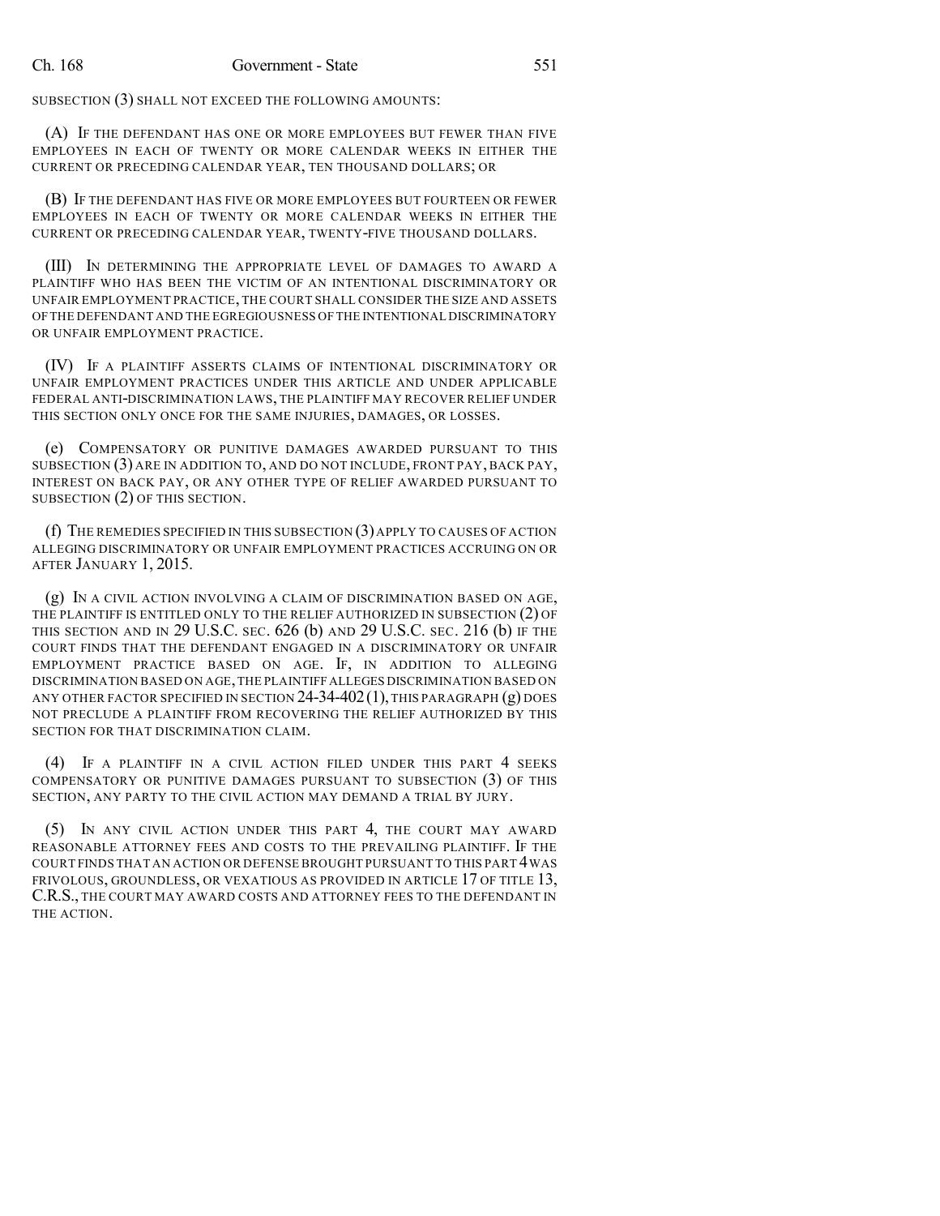SUBSECTION (3) SHALL NOT EXCEED THE FOLLOWING AMOUNTS:

(A) IF THE DEFENDANT HAS ONE OR MORE EMPLOYEES BUT FEWER THAN FIVE EMPLOYEES IN EACH OF TWENTY OR MORE CALENDAR WEEKS IN EITHER THE CURRENT OR PRECEDING CALENDAR YEAR, TEN THOUSAND DOLLARS; OR

(B) IF THE DEFENDANT HAS FIVE OR MORE EMPLOYEES BUT FOURTEEN OR FEWER EMPLOYEES IN EACH OF TWENTY OR MORE CALENDAR WEEKS IN EITHER THE CURRENT OR PRECEDING CALENDAR YEAR, TWENTY-FIVE THOUSAND DOLLARS.

(III) IN DETERMINING THE APPROPRIATE LEVEL OF DAMAGES TO AWARD A PLAINTIFF WHO HAS BEEN THE VICTIM OF AN INTENTIONAL DISCRIMINATORY OR UNFAIR EMPLOYMENT PRACTICE, THE COURT SHALL CONSIDER THE SIZE AND ASSETS OF THE DEFENDANT AND THE EGREGIOUSNESS OF THE INTENTIONAL DISCRIMINATORY OR UNFAIR EMPLOYMENT PRACTICE.

(IV) IF A PLAINTIFF ASSERTS CLAIMS OF INTENTIONAL DISCRIMINATORY OR UNFAIR EMPLOYMENT PRACTICES UNDER THIS ARTICLE AND UNDER APPLICABLE FEDERAL ANTI-DISCRIMINATION LAWS, THE PLAINTIFF MAY RECOVER RELIEF UNDER THIS SECTION ONLY ONCE FOR THE SAME INJURIES, DAMAGES, OR LOSSES.

(e) COMPENSATORY OR PUNITIVE DAMAGES AWARDED PURSUANT TO THIS SUBSECTION (3) ARE IN ADDITION TO, AND DO NOT INCLUDE, FRONT PAY, BACK PAY, INTEREST ON BACK PAY, OR ANY OTHER TYPE OF RELIEF AWARDED PURSUANT TO SUBSECTION (2) OF THIS SECTION.

(f) THE REMEDIES SPECIFIED IN THIS SUBSECTION (3) APPLY TO CAUSES OF ACTION ALLEGING DISCRIMINATORY OR UNFAIR EMPLOYMENT PRACTICES ACCRUING ON OR AFTER JANUARY 1, 2015.

(g) IN A CIVIL ACTION INVOLVING A CLAIM OF DISCRIMINATION BASED ON AGE, THE PLAINTIFF IS ENTITLED ONLY TO THE RELIEF AUTHORIZED IN SUBSECTION (2) OF THIS SECTION AND IN 29 U.S.C. SEC. 626 (b) AND 29 U.S.C. SEC. 216 (b) IF THE COURT FINDS THAT THE DEFENDANT ENGAGED IN A DISCRIMINATORY OR UNFAIR EMPLOYMENT PRACTICE BASED ON AGE. IF, IN ADDITION TO ALLEGING DISCRIMINATION BASED ON AGE, THE PLAINTIFF ALLEGES DISCRIMINATION BASED ON ANY OTHER FACTOR SPECIFIED IN SECTION 24-34-402 (1), THIS PARAGRAPH (g) DOES NOT PRECLUDE A PLAINTIFF FROM RECOVERING THE RELIEF AUTHORIZED BY THIS SECTION FOR THAT DISCRIMINATION CLAIM.

(4) IF A PLAINTIFF IN A CIVIL ACTION FILED UNDER THIS PART 4 SEEKS COMPENSATORY OR PUNITIVE DAMAGES PURSUANT TO SUBSECTION (3) OF THIS SECTION, ANY PARTY TO THE CIVIL ACTION MAY DEMAND A TRIAL BY JURY.

(5) IN ANY CIVIL ACTION UNDER THIS PART 4, THE COURT MAY AWARD REASONABLE ATTORNEY FEES AND COSTS TO THE PREVAILING PLAINTIFF. IF THE COURT FINDS THAT AN ACTION OR DEFENSE BROUGHT PURSUANT TO THIS PART 4 WAS FRIVOLOUS, GROUNDLESS, OR VEXATIOUS AS PROVIDED IN ARTICLE 17 OF TITLE 13, C.R.S., THE COURT MAY AWARD COSTS AND ATTORNEY FEES TO THE DEFENDANT IN THE ACTION.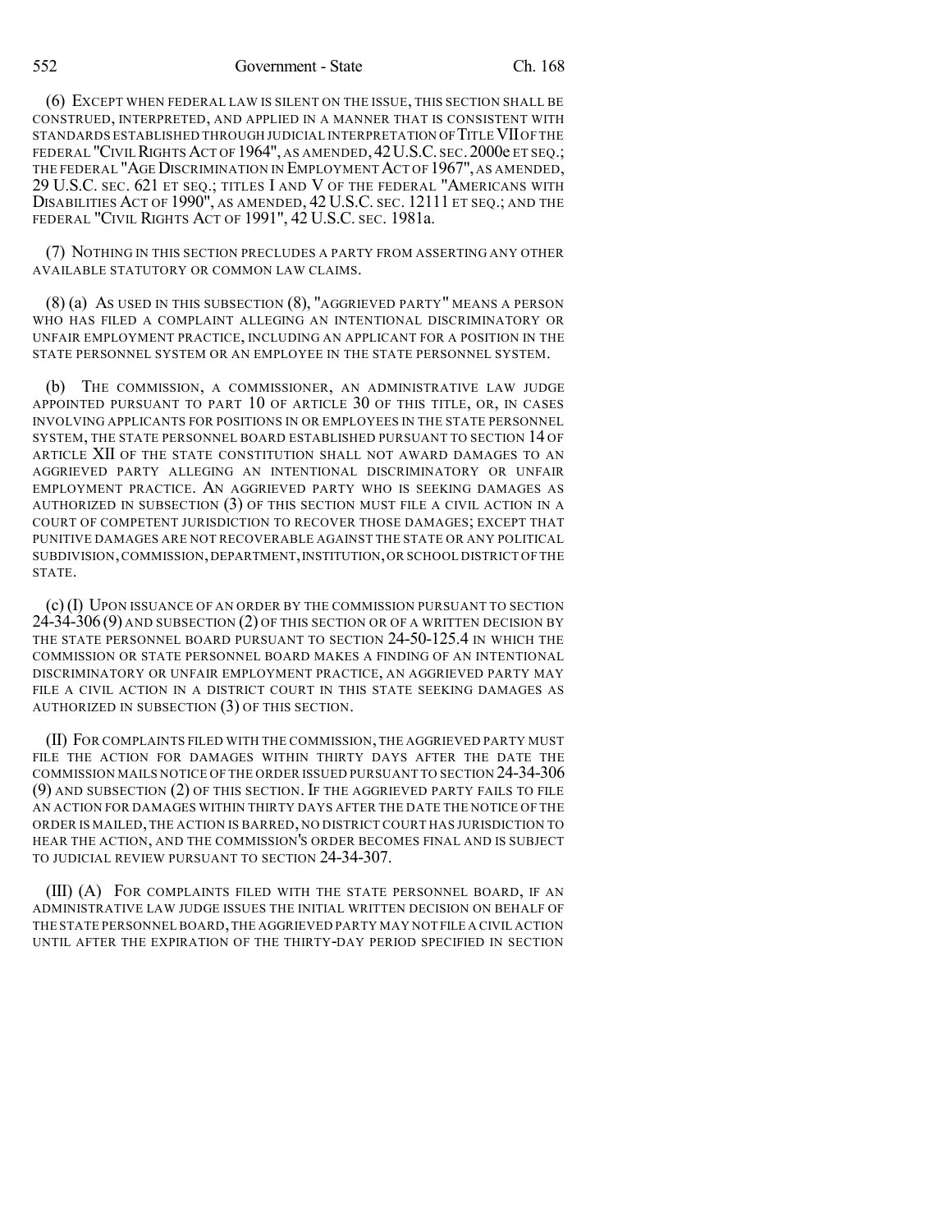(6) EXCEPT WHEN FEDERAL LAW IS SILENT ON THE ISSUE, THIS SECTION SHALL BE CONSTRUED, INTERPRETED, AND APPLIED IN A MANNER THAT IS CONSISTENT WITH STANDARDS ESTABLISHED THROUGH JUDICIAL INTERPRETATION OF TITLE VII OF THE FEDERAL "CIVIL RIGHTS ACT OF 1964", AS AMENDED, 42 U.S.C. SEC. 2000e ET SEQ.; THE FEDERAL "AGE DISCRIMINATION IN EMPLOYMENT ACT OF 1967", AS AMENDED, 29 U.S.C. SEC. 621 ET SEQ.; TITLES I AND V OF THE FEDERAL "AMERICANS WITH DISABILITIES ACT OF 1990", AS AMENDED, 42 U.S.C. SEC. 12111 ET SEQ.; AND THE FEDERAL "CIVIL RIGHTS ACT OF 1991", 42 U.S.C. SEC. 1981a.

(7) NOTHING IN THIS SECTION PRECLUDES A PARTY FROM ASSERTING ANY OTHER AVAILABLE STATUTORY OR COMMON LAW CLAIMS.

(8) (a) AS USED IN THIS SUBSECTION (8), "AGGRIEVED PARTY" MEANS A PERSON WHO HAS FILED A COMPLAINT ALLEGING AN INTENTIONAL DISCRIMINATORY OR UNFAIR EMPLOYMENT PRACTICE, INCLUDING AN APPLICANT FOR A POSITION IN THE STATE PERSONNEL SYSTEM OR AN EMPLOYEE IN THE STATE PERSONNEL SYSTEM.

(b) THE COMMISSION, A COMMISSIONER, AN ADMINISTRATIVE LAW JUDGE APPOINTED PURSUANT TO PART 10 OF ARTICLE 30 OF THIS TITLE, OR, IN CASES INVOLVING APPLICANTS FOR POSITIONS IN OR EMPLOYEES IN THE STATE PERSONNEL SYSTEM, THE STATE PERSONNEL BOARD ESTABLISHED PURSUANT TO SECTION 14 OF ARTICLE XII OF THE STATE CONSTITUTION SHALL NOT AWARD DAMAGES TO AN AGGRIEVED PARTY ALLEGING AN INTENTIONAL DISCRIMINATORY OR UNFAIR EMPLOYMENT PRACTICE. AN AGGRIEVED PARTY WHO IS SEEKING DAMAGES AS AUTHORIZED IN SUBSECTION (3) OF THIS SECTION MUST FILE A CIVIL ACTION IN A COURT OF COMPETENT JURISDICTION TO RECOVER THOSE DAMAGES; EXCEPT THAT PUNITIVE DAMAGES ARE NOT RECOVERABLE AGAINST THE STATE OR ANY POLITICAL SUBDIVISION, COMMISSION, DEPARTMENT, INSTITUTION, OR SCHOOL DISTRICT OF THE STATE.

(c) (I) UPON ISSUANCE OF AN ORDER BY THE COMMISSION PURSUANT TO SECTION 24-34-306 (9) AND SUBSECTION (2) OF THIS SECTION OR OF A WRITTEN DECISION BY THE STATE PERSONNEL BOARD PURSUANT TO SECTION 24-50-125.4 IN WHICH THE COMMISSION OR STATE PERSONNEL BOARD MAKES A FINDING OF AN INTENTIONAL DISCRIMINATORY OR UNFAIR EMPLOYMENT PRACTICE, AN AGGRIEVED PARTY MAY FILE A CIVIL ACTION IN A DISTRICT COURT IN THIS STATE SEEKING DAMAGES AS AUTHORIZED IN SUBSECTION (3) OF THIS SECTION.

(II) FOR COMPLAINTS FILED WITH THE COMMISSION, THE AGGRIEVED PARTY MUST FILE THE ACTION FOR DAMAGES WITHIN THIRTY DAYS AFTER THE DATE THE COMMISSION MAILS NOTICE OF THE ORDER ISSUED PURSUANT TO SECTION 24-34-306 (9) AND SUBSECTION (2) OF THIS SECTION. IF THE AGGRIEVED PARTY FAILS TO FILE AN ACTION FOR DAMAGES WITHIN THIRTY DAYS AFTER THE DATE THE NOTICE OF THE ORDER IS MAILED, THE ACTION IS BARRED, NO DISTRICT COURT HAS JURISDICTION TO HEAR THE ACTION, AND THE COMMISSION'S ORDER BECOMES FINAL AND IS SUBJECT TO JUDICIAL REVIEW PURSUANT TO SECTION 24-34-307.

(III) (A) FOR COMPLAINTS FILED WITH THE STATE PERSONNEL BOARD, IF AN ADMINISTRATIVE LAW JUDGE ISSUES THE INITIAL WRITTEN DECISION ON BEHALF OF THE STATE PERSONNEL BOARD, THE AGGRIEVED PARTY MAY NOT FILE A CIVIL ACTION UNTIL AFTER THE EXPIRATION OF THE THIRTY-DAY PERIOD SPECIFIED IN SECTION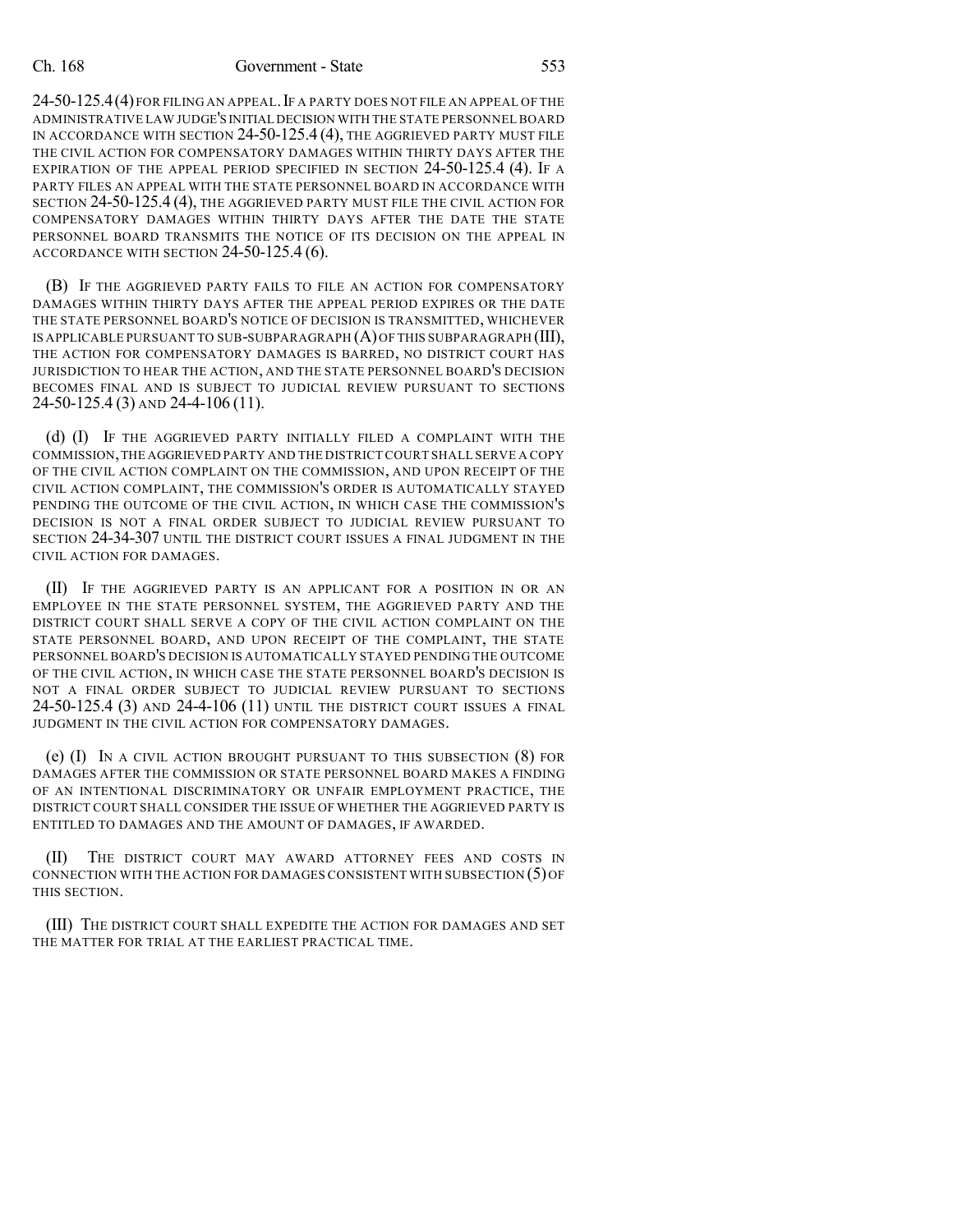24-50-125.4 (4) FOR FILING AN APPEAL. IF A PARTY DOES NOT FILE AN APPEAL OF THE ADMINISTRATIVE LAW JUDGE'S INITIAL DECISION WITH THE STATE PERSONNEL BOARD IN ACCORDANCE WITH SECTION 24-50-125.4 (4), THE AGGRIEVED PARTY MUST FILE THE CIVIL ACTION FOR COMPENSATORY DAMAGES WITHIN THIRTY DAYS AFTER THE EXPIRATION OF THE APPEAL PERIOD SPECIFIED IN SECTION 24-50-125.4 (4). IF A PARTY FILES AN APPEAL WITH THE STATE PERSONNEL BOARD IN ACCORDANCE WITH SECTION 24-50-125.4 (4), THE AGGRIEVED PARTY MUST FILE THE CIVIL ACTION FOR COMPENSATORY DAMAGES WITHIN THIRTY DAYS AFTER THE DATE THE STATE PERSONNEL BOARD TRANSMITS THE NOTICE OF ITS DECISION ON THE APPEAL IN ACCORDANCE WITH SECTION 24-50-125.4 (6).

(B) IF THE AGGRIEVED PARTY FAILS TO FILE AN ACTION FOR COMPENSATORY DAMAGES WITHIN THIRTY DAYS AFTER THE APPEAL PERIOD EXPIRES OR THE DATE THE STATE PERSONNEL BOARD'S NOTICE OF DECISION IS TRANSMITTED, WHICHEVER IS APPLICABLE PURSUANT TO SUB-SUBPARAGRAPH (A) OF THIS SUBPARAGRAPH (III), THE ACTION FOR COMPENSATORY DAMAGES IS BARRED, NO DISTRICT COURT HAS JURISDICTION TO HEAR THE ACTION, AND THE STATE PERSONNEL BOARD'S DECISION BECOMES FINAL AND IS SUBJECT TO JUDICIAL REVIEW PURSUANT TO SECTIONS 24-50-125.4 (3) AND 24-4-106 (11).

(d) (I) IF THE AGGRIEVED PARTY INITIALLY FILED A COMPLAINT WITH THE COMMISSION, THE AGGRIEVED PARTY AND THE DISTRICT COURT SHALL SERVE A COPY OF THE CIVIL ACTION COMPLAINT ON THE COMMISSION, AND UPON RECEIPT OF THE CIVIL ACTION COMPLAINT, THE COMMISSION'S ORDER IS AUTOMATICALLY STAYED PENDING THE OUTCOME OF THE CIVIL ACTION, IN WHICH CASE THE COMMISSION'S DECISION IS NOT A FINAL ORDER SUBJECT TO JUDICIAL REVIEW PURSUANT TO SECTION 24-34-307 UNTIL THE DISTRICT COURT ISSUES A FINAL JUDGMENT IN THE CIVIL ACTION FOR DAMAGES.

(II) IF THE AGGRIEVED PARTY IS AN APPLICANT FOR A POSITION IN OR AN EMPLOYEE IN THE STATE PERSONNEL SYSTEM, THE AGGRIEVED PARTY AND THE DISTRICT COURT SHALL SERVE A COPY OF THE CIVIL ACTION COMPLAINT ON THE STATE PERSONNEL BOARD, AND UPON RECEIPT OF THE COMPLAINT, THE STATE PERSONNEL BOARD'S DECISION IS AUTOMATICALLY STAYED PENDING THE OUTCOME OF THE CIVIL ACTION, IN WHICH CASE THE STATE PERSONNEL BOARD'S DECISION IS NOT A FINAL ORDER SUBJECT TO JUDICIAL REVIEW PURSUANT TO SECTIONS 24-50-125.4 (3) AND 24-4-106 (11) UNTIL THE DISTRICT COURT ISSUES A FINAL JUDGMENT IN THE CIVIL ACTION FOR COMPENSATORY DAMAGES.

(e) (I) IN A CIVIL ACTION BROUGHT PURSUANT TO THIS SUBSECTION (8) FOR DAMAGES AFTER THE COMMISSION OR STATE PERSONNEL BOARD MAKES A FINDING OF AN INTENTIONAL DISCRIMINATORY OR UNFAIR EMPLOYMENT PRACTICE, THE DISTRICT COURT SHALL CONSIDER THE ISSUE OF WHETHER THE AGGRIEVED PARTY IS ENTITLED TO DAMAGES AND THE AMOUNT OF DAMAGES, IF AWARDED.

(II) THE DISTRICT COURT MAY AWARD ATTORNEY FEES AND COSTS IN CONNECTION WITH THE ACTION FOR DAMAGES CONSISTENT WITH SUBSECTION (5) OF THIS SECTION.

(III) THE DISTRICT COURT SHALL EXPEDITE THE ACTION FOR DAMAGES AND SET THE MATTER FOR TRIAL AT THE EARLIEST PRACTICAL TIME.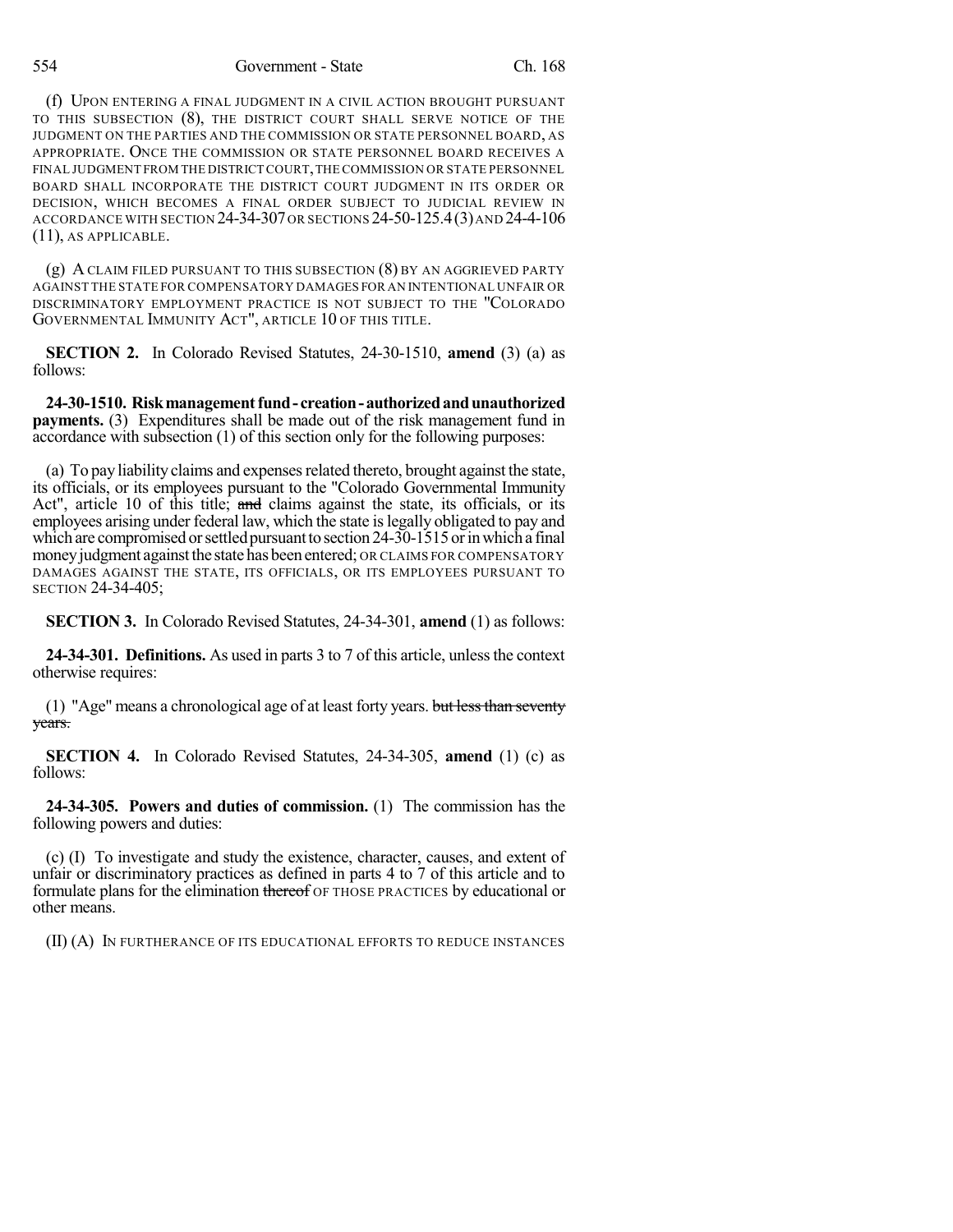(f) UPON ENTERING A FINAL JUDGMENT IN A CIVIL ACTION BROUGHT PURSUANT TO THIS SUBSECTION (8), THE DISTRICT COURT SHALL SERVE NOTICE OF THE JUDGMENT ON THE PARTIES AND THE COMMISSION OR STATE PERSONNEL BOARD, AS APPROPRIATE. ONCE THE COMMISSION OR STATE PERSONNEL BOARD RECEIVES A FINAL JUDGMENT FROM THE DISTRICT COURT, THE COMMISSION OR STATE PERSONNEL BOARD SHALL INCORPORATE THE DISTRICT COURT JUDGMENT IN ITS ORDER OR DECISION, WHICH BECOMES A FINAL ORDER SUBJECT TO JUDICIAL REVIEW IN ACCORDANCE WITH SECTION 24-34-307 OR SECTIONS 24-50-125.4 (3) AND 24-4-106 (11), AS APPLICABLE.

(g) A CLAIM FILED PURSUANT TO THIS SUBSECTION (8) BY AN AGGRIEVED PARTY AGAINST THE STATE FOR COMPENSATORY DAMAGES FOR AN INTENTIONAL UNFAIR OR DISCRIMINATORY EMPLOYMENT PRACTICE IS NOT SUBJECT TO THE "COLORADO GOVERNMENTAL IMMUNITY ACT", ARTICLE 10 OF THIS TITLE.

**SECTION 2.** In Colorado Revised Statutes, 24-30-1510, **amend** (3) (a) as follows:

**24-30-1510. Risk management fund - creation - authorized and unauthorized payments.** (3) Expenditures shall be made out of the risk management fund in accordance with subsection (1) of this section only for the following purposes:

(a) To pay liability claims and expenses related thereto, brought against the state, its officials, or its employees pursuant to the "Colorado Governmental Immunity Act", article 10 of this title; ~~and~~ claims against the state, its officials, or its employees arising under federal law, which the state is legally obligated to pay and which are compromised or settled pursuant to section 24-30-1515 or in which a final money judgment against the state has been entered; OR CLAIMS FOR COMPENSATORY DAMAGES AGAINST THE STATE, ITS OFFICIALS, OR ITS EMPLOYEES PURSUANT TO SECTION 24-34-405;

**SECTION 3.** In Colorado Revised Statutes, 24-34-301, **amend** (1) as follows:

**24-34-301. Definitions.** As used in parts 3 to 7 of this article, unless the context otherwise requires:

(1) "Age" means a chronological age of at least forty years. ~~but less than seventy years.~~

**SECTION 4.** In Colorado Revised Statutes, 24-34-305, **amend** (1) (c) as follows:

**24-34-305. Powers and duties of commission.** (1) The commission has the following powers and duties:

(c) (I) To investigate and study the existence, character, causes, and extent of unfair or discriminatory practices as defined in parts 4 to 7 of this article and to formulate plans for the elimination ~~thereof~~ OF THOSE PRACTICES by educational or other means.

(II) (A) IN FURTHERANCE OF ITS EDUCATIONAL EFFORTS TO REDUCE INSTANCES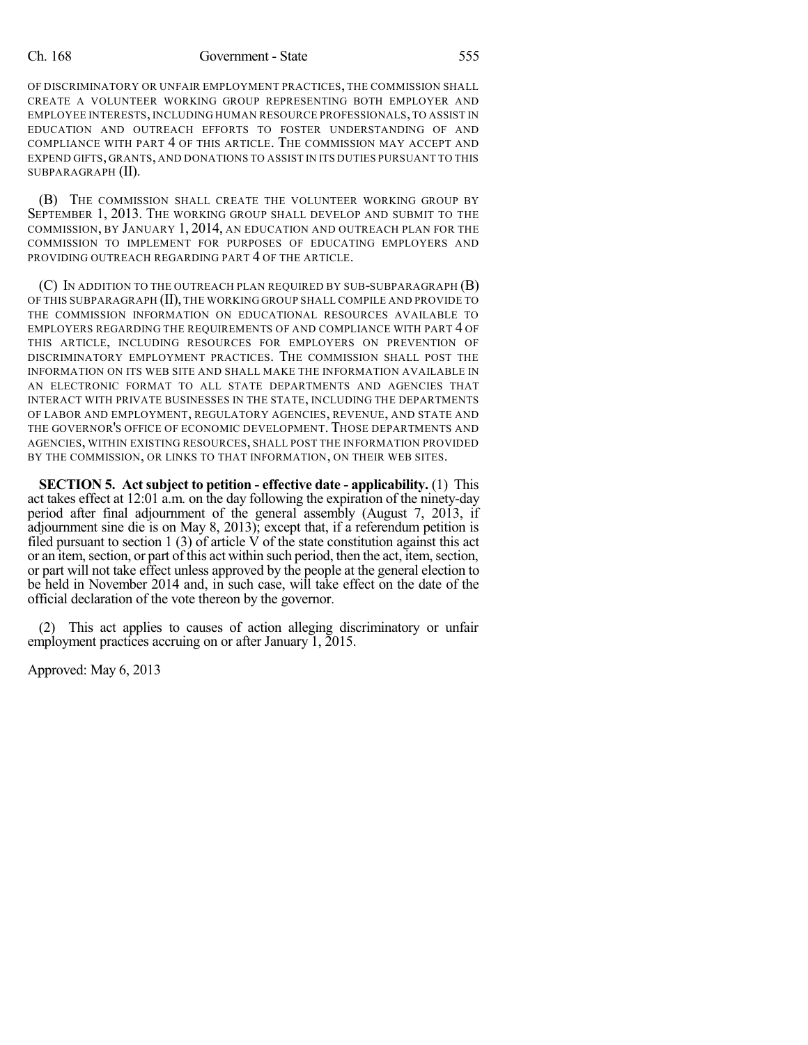OF DISCRIMINATORY OR UNFAIR EMPLOYMENT PRACTICES, THE COMMISSION SHALL CREATE A VOLUNTEER WORKING GROUP REPRESENTING BOTH EMPLOYER AND EMPLOYEE INTERESTS, INCLUDING HUMAN RESOURCE PROFESSIONALS, TO ASSIST IN EDUCATION AND OUTREACH EFFORTS TO FOSTER UNDERSTANDING OF AND COMPLIANCE WITH PART 4 OF THIS ARTICLE. THE COMMISSION MAY ACCEPT AND EXPEND GIFTS, GRANTS, AND DONATIONS TO ASSIST IN ITS DUTIES PURSUANT TO THIS SUBPARAGRAPH (II).

(B) THE COMMISSION SHALL CREATE THE VOLUNTEER WORKING GROUP BY SEPTEMBER 1, 2013. THE WORKING GROUP SHALL DEVELOP AND SUBMIT TO THE COMMISSION, BY JANUARY 1, 2014, AN EDUCATION AND OUTREACH PLAN FOR THE COMMISSION TO IMPLEMENT FOR PURPOSES OF EDUCATING EMPLOYERS AND PROVIDING OUTREACH REGARDING PART 4 OF THE ARTICLE.

(C) IN ADDITION TO THE OUTREACH PLAN REQUIRED BY SUB-SUBPARAGRAPH (B) OF THIS SUBPARAGRAPH (II), THE WORKING GROUP SHALL COMPILE AND PROVIDE TO THE COMMISSION INFORMATION ON EDUCATIONAL RESOURCES AVAILABLE TO EMPLOYERS REGARDING THE REQUIREMENTS OF AND COMPLIANCE WITH PART 4 OF THIS ARTICLE, INCLUDING RESOURCES FOR EMPLOYERS ON PREVENTION OF DISCRIMINATORY EMPLOYMENT PRACTICES. THE COMMISSION SHALL POST THE INFORMATION ON ITS WEB SITE AND SHALL MAKE THE INFORMATION AVAILABLE IN AN ELECTRONIC FORMAT TO ALL STATE DEPARTMENTS AND AGENCIES THAT INTERACT WITH PRIVATE BUSINESSES IN THE STATE, INCLUDING THE DEPARTMENTS OF LABOR AND EMPLOYMENT, REGULATORY AGENCIES, REVENUE, AND STATE AND THE GOVERNOR'S OFFICE OF ECONOMIC DEVELOPMENT. THOSE DEPARTMENTS AND AGENCIES, WITHIN EXISTING RESOURCES, SHALL POST THE INFORMATION PROVIDED BY THE COMMISSION, OR LINKS TO THAT INFORMATION, ON THEIR WEB SITES.

**SECTION 5. Act subject to petition - effective date - applicability.** (1) This act takes effect at 12:01 a.m. on the day following the expiration of the ninety-day period after final adjournment of the general assembly (August 7, 2013, if adjournment sine die is on May 8, 2013); except that, if a referendum petition is filed pursuant to section 1 (3) of article V of the state constitution against this act or an item, section, or part of this act within such period, then the act, item, section, or part will not take effect unless approved by the people at the general election to be held in November 2014 and, in such case, will take effect on the date of the official declaration of the vote thereon by the governor.

(2) This act applies to causes of action alleging discriminatory or unfair employment practices accruing on or after January 1, 2015.

Approved: May 6, 2013